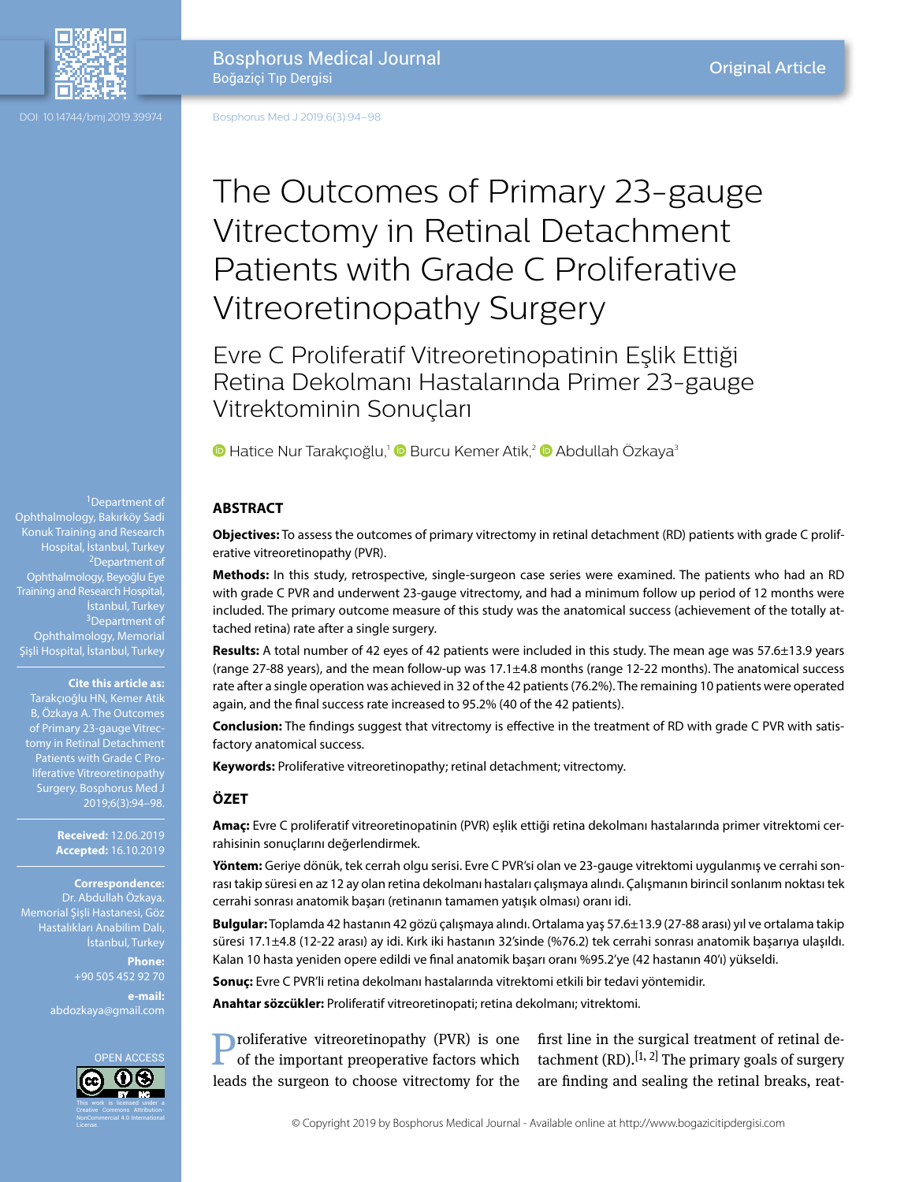Original Article

# The Outcomes of Primary 23-gauge Vitrectomy in Retinal Detachment Patients with Grade C Proliferative Vitreoretinopathy Surgery

## Evre C Proliferatif Vitreoretinopatinin Eşlik Ettiği Retina Dekolmanı Hastalarında Primer 23-gauge Vitrektominin Sonuçları

Hatice Nur Tarakçıoğlu,[1] Burcu Kemer Atik,[2] Abdullah Özkaya[3]

[1]Department of Ophthalmology, Bakırköy Sadi Konuk Training and Research Hospital, İstanbul, Turkey
[2]Department of Ophthalmology, Beyoğlu Eye Training and Research Hospital, İstanbul, Turkey
[3]Department of Ophthalmology, Memorial Şişli Hospital, İstanbul, Turkey

**Cite this article as:** Tarakçıoğlu HN, Kemer Atik B, Özkaya A. The Outcomes of Primary 23-gauge Vitrectomy in Retinal Detachment Patients with Grade C Proliferative Vitreoretinopathy Surgery. Bosphorus Med J 2019;6(3):94–98.

**Received:** 12.06.2019
**Accepted:** 16.10.2019

**Correspondence:** Dr. Abdullah Özkaya. Memorial Şişli Hastanesi, Göz Hastalıkları Anabilim Dalı, İstanbul, Turkey

**Phone:** +90 505 452 92 70

**e-mail:** abdozkaya@gmail.com

OPEN ACCESS

This work is licensed under a Creative Commons Attribution-NonCommercial 4.0 International License.

## ABSTRACT

**Objectives:** To assess the outcomes of primary vitrectomy in retinal detachment (RD) patients with grade C proliferative vitreoretinopathy (PVR).

**Methods:** In this study, retrospective, single-surgeon case series were examined. The patients who had an RD with grade C PVR and underwent 23-gauge vitrectomy, and had a minimum follow up period of 12 months were included. The primary outcome measure of this study was the anatomical success (achievement of the totally attached retina) rate after a single surgery.

**Results:** A total number of 42 eyes of 42 patients were included in this study. The mean age was 57.6±13.9 years (range 27-88 years), and the mean follow-up was 17.1±4.8 months (range 12-22 months). The anatomical success rate after a single operation was achieved in 32 of the 42 patients (76.2%). The remaining 10 patients were operated again, and the final success rate increased to 95.2% (40 of the 42 patients).

**Conclusion:** The findings suggest that vitrectomy is effective in the treatment of RD with grade C PVR with satisfactory anatomical success.

**Keywords:** Proliferative vitreoretinopathy; retinal detachment; vitrectomy.

## ÖZET

**Amaç:** Evre C proliferatif vitreoretinopatinin (PVR) eşlik ettiği retina dekolmanı hastalarında primer vitrektomi cerrahisinin sonuçlarını değerlendirmek.

**Yöntem:** Geriye dönük, tek cerrah olgu serisi. Evre C PVR'si olan ve 23-gauge vitrektomi uygulanmış ve cerrahi sonrası takip süresi en az 12 ay olan retina dekolmanı hastaları çalışmaya alındı. Çalışmanın birincil sonlanım noktası tek cerrahi sonrası anatomik başarı (retinanın tamamen yatışık olması) oranı idi.

**Bulgular:** Toplamda 42 hastanın 42 gözü çalışmaya alındı. Ortalama yaş 57.6±13.9 (27-88 arası) yıl ve ortalama takip süresi 17.1±4.8 (12-22 arası) ay idi. Kırk iki hastanın 32'sinde (%76.2) tek cerrahi sonrası anatomik başarıya ulaşıldı. Kalan 10 hasta yeniden opere edildi ve final anatomik başarı oranı %95.2'ye (42 hastanın 40'ı) yükseldi.

**Sonuç:** Evre C PVR'li retina dekolmanı hastalarında vitrektomi etkili bir tedavi yöntemidir.

**Anahtar sözcükler:** Proliferatif vitreoretinopati; retina dekolmanı; vitrektomi.

Proliferative vitreoretinopathy (PVR) is one of the important preoperative factors which leads the surgeon to choose vitrectomy for the first line in the surgical treatment of retinal detachment (RD).[1, 2] The primary goals of surgery are finding and sealing the retinal breaks, reat-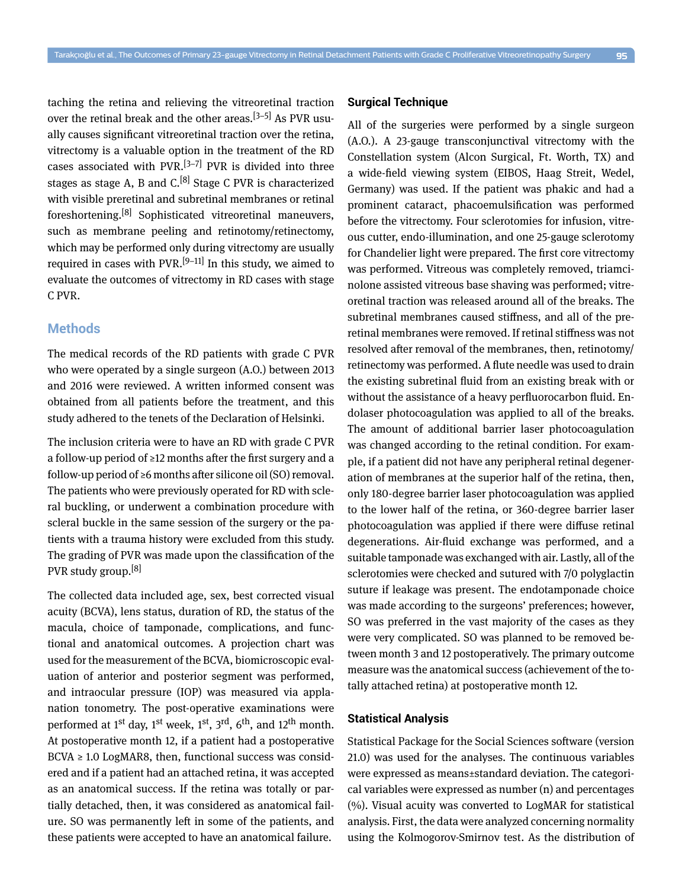taching the retina and relieving the vitreoretinal traction over the retinal break and the other areas.[3–5] As PVR usually causes significant vitreoretinal traction over the retina, vitrectomy is a valuable option in the treatment of the RD cases associated with PVR.[3–7] PVR is divided into three stages as stage A, B and C.[8] Stage C PVR is characterized with visible preretinal and subretinal membranes or retinal foreshortening.[8] Sophisticated vitreoretinal maneuvers, such as membrane peeling and retinotomy/retinectomy, which may be performed only during vitrectomy are usually required in cases with PVR.[9–11] In this study, we aimed to evaluate the outcomes of vitrectomy in RD cases with stage C PVR.

## Methods

The medical records of the RD patients with grade C PVR who were operated by a single surgeon (A.O.) between 2013 and 2016 were reviewed. A written informed consent was obtained from all patients before the treatment, and this study adhered to the tenets of the Declaration of Helsinki.

The inclusion criteria were to have an RD with grade C PVR a follow-up period of ≥12 months after the first surgery and a follow-up period of ≥6 months after silicone oil (SO) removal. The patients who were previously operated for RD with scleral buckling, or underwent a combination procedure with scleral buckle in the same session of the surgery or the patients with a trauma history were excluded from this study. The grading of PVR was made upon the classification of the PVR study group.[8]

The collected data included age, sex, best corrected visual acuity (BCVA), lens status, duration of RD, the status of the macula, choice of tamponade, complications, and functional and anatomical outcomes. A projection chart was used for the measurement of the BCVA, biomicroscopic evaluation of anterior and posterior segment was performed, and intraocular pressure (IOP) was measured via applanation tonometry. The post-operative examinations were performed at 1st day, 1st week, 1st, 3rd, 6th, and 12th month. At postoperative month 12, if a patient had a postoperative BCVA ≥ 1.0 LogMAR8, then, functional success was considered and if a patient had an attached retina, it was accepted as an anatomical success. If the retina was totally or partially detached, then, it was considered as anatomical failure. SO was permanently left in some of the patients, and these patients were accepted to have an anatomical failure.

### Surgical Technique

All of the surgeries were performed by a single surgeon (A.O.). A 23-gauge transconjunctival vitrectomy with the Constellation system (Alcon Surgical, Ft. Worth, TX) and a wide-field viewing system (EIBOS, Haag Streit, Wedel, Germany) was used. If the patient was phakic and had a prominent cataract, phacoemulsification was performed before the vitrectomy. Four sclerotomies for infusion, vitreous cutter, endo-illumination, and one 25-gauge sclerotomy for Chandelier light were prepared. The first core vitrectomy was performed. Vitreous was completely removed, triamcinolone assisted vitreous base shaving was performed; vitreoretinal traction was released around all of the breaks. The subretinal membranes caused stiffness, and all of the preretinal membranes were removed. If retinal stiffness was not resolved after removal of the membranes, then, retinotomy/retinectomy was performed. A flute needle was used to drain the existing subretinal fluid from an existing break with or without the assistance of a heavy perfluorocarbon fluid. Endolaser photocoagulation was applied to all of the breaks. The amount of additional barrier laser photocoagulation was changed according to the retinal condition. For example, if a patient did not have any peripheral retinal degeneration of membranes at the superior half of the retina, then, only 180-degree barrier laser photocoagulation was applied to the lower half of the retina, or 360-degree barrier laser photocoagulation was applied if there were diffuse retinal degenerations. Air-fluid exchange was performed, and a suitable tamponade was exchanged with air. Lastly, all of the sclerotomies were checked and sutured with 7/0 polyglactin suture if leakage was present. The endotamponade choice was made according to the surgeons' preferences; however, SO was preferred in the vast majority of the cases as they were very complicated. SO was planned to be removed between month 3 and 12 postoperatively. The primary outcome measure was the anatomical success (achievement of the totally attached retina) at postoperative month 12.

### Statistical Analysis

Statistical Package for the Social Sciences software (version 21.0) was used for the analyses. The continuous variables were expressed as means±standard deviation. The categorical variables were expressed as number (n) and percentages (%). Visual acuity was converted to LogMAR for statistical analysis. First, the data were analyzed concerning normality using the Kolmogorov-Smirnov test. As the distribution of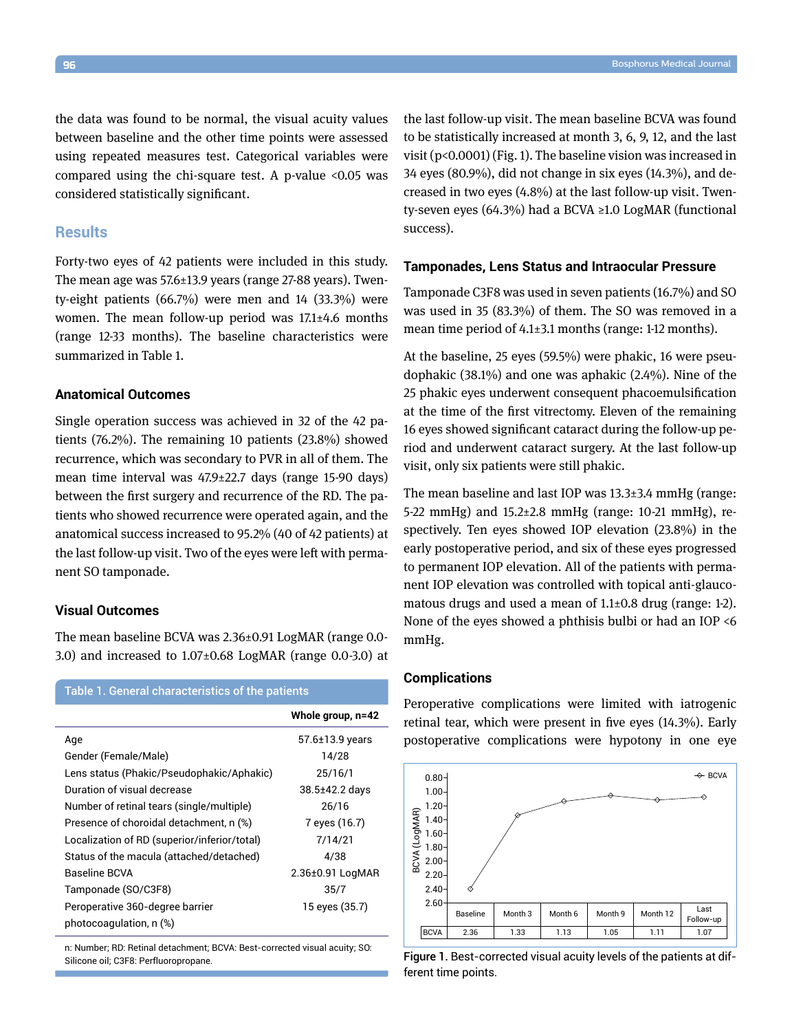the data was found to be normal, the visual acuity values between baseline and the other time points were assessed using repeated measures test. Categorical variables were compared using the chi-square test. A p-value <0.05 was considered statistically significant.

## Results

Forty-two eyes of 42 patients were included in this study. The mean age was 57.6±13.9 years (range 27-88 years). Twenty-eight patients (66.7%) were men and 14 (33.3%) were women. The mean follow-up period was 17.1±4.6 months (range 12-33 months). The baseline characteristics were summarized in Table 1.

### Anatomical Outcomes

Single operation success was achieved in 32 of the 42 patients (76.2%). The remaining 10 patients (23.8%) showed recurrence, which was secondary to PVR in all of them. The mean time interval was 47.9±22.7 days (range 15-90 days) between the first surgery and recurrence of the RD. The patients who showed recurrence were operated again, and the anatomical success increased to 95.2% (40 of 42 patients) at the last follow-up visit. Two of the eyes were left with permanent SO tamponade.

### Visual Outcomes

The mean baseline BCVA was 2.36±0.91 LogMAR (range 0.0-3.0) and increased to 1.07±0.68 LogMAR (range 0.0-3.0) at the last follow-up visit. The mean baseline BCVA was found to be statistically increased at month 3, 6, 9, 12, and the last visit (p<0.0001) (Fig. 1). The baseline vision was increased in 34 eyes (80.9%), did not change in six eyes (14.3%), and decreased in two eyes (4.8%) at the last follow-up visit. Twenty-seven eyes (64.3%) had a BCVA ≥1.0 LogMAR (functional success).

**Table 1. General characteristics of the patients**

| | Whole group, n=42 |
|---|---|
| Age | 57.6±13.9 years |
| Gender (Female/Male) | 14/28 |
| Lens status (Phakic/Pseudophakic/Aphakic) | 25/16/1 |
| Duration of visual decrease | 38.5±42.2 days |
| Number of retinal tears (single/multiple) | 26/16 |
| Presence of choroidal detachment, n (%) | 7 eyes (16.7) |
| Localization of RD (superior/inferior/total) | 7/14/21 |
| Status of the macula (attached/detached) | 4/38 |
| Baseline BCVA | 2.36±0.91 LogMAR |
| Tamponade (SO/C3F8) | 35/7 |
| Peroperative 360-degree barrier photocoagulation, n (%) | 15 eyes (35.7) |

n: Number; RD: Retinal detachment; BCVA: Best-corrected visual acuity; SO: Silicone oil; C3F8: Perfluoropropane.

### Tamponades, Lens Status and Intraocular Pressure

Tamponade C3F8 was used in seven patients (16.7%) and SO was used in 35 (83.3%) of them. The SO was removed in a mean time period of 4.1±3.1 months (range: 1-12 months).

At the baseline, 25 eyes (59.5%) were phakic, 16 were pseudophakic (38.1%) and one was aphakic (2.4%). Nine of the 25 phakic eyes underwent consequent phacoemulsification at the time of the first vitrectomy. Eleven of the remaining 16 eyes showed significant cataract during the follow-up period and underwent cataract surgery. At the last follow-up visit, only six patients were still phakic.

The mean baseline and last IOP was 13.3±3.4 mmHg (range: 5-22 mmHg) and 15.2±2.8 mmHg (range: 10-21 mmHg), respectively. Ten eyes showed IOP elevation (23.8%) in the early postoperative period, and six of these eyes progressed to permanent IOP elevation. All of the patients with permanent IOP elevation was controlled with topical anti-glaucomatous drugs and used a mean of 1.1±0.8 drug (range: 1-2). None of the eyes showed a phthisis bulbi or had an IOP <6 mmHg.

### Complications

Peroperative complications were limited with iatrogenic retinal tear, which were present in five eyes (14.3%). Early postoperative complications were hypotony in one eye

| | Baseline | Month 3 | Month 6 | Month 9 | Month 12 | Last Follow-up |
|---|---|---|---|---|---|---|
| BCVA | 2.36 | 1.33 | 1.13 | 1.05 | 1.11 | 1.07 |

Figure 1. Best-corrected visual acuity levels of the patients at different time points.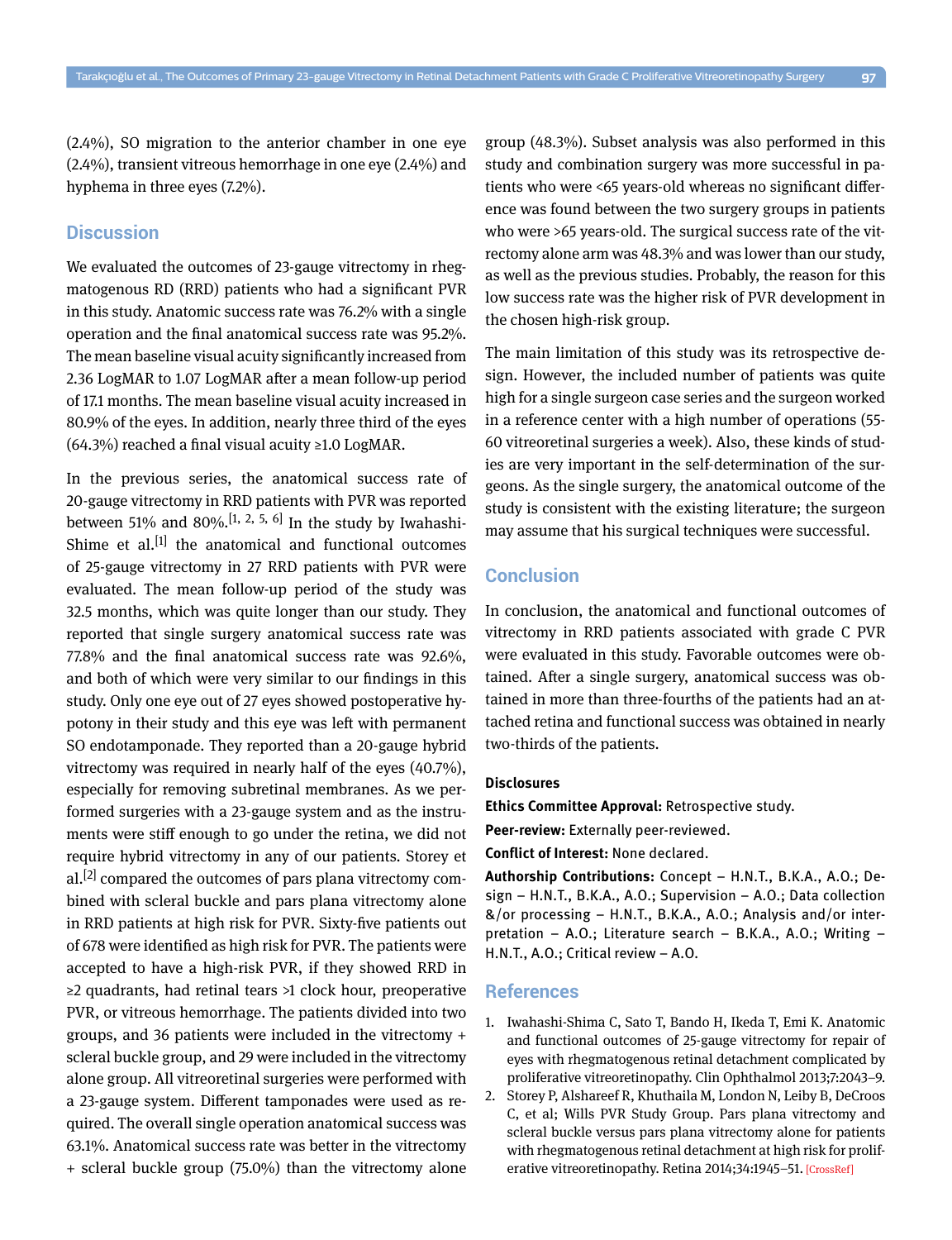(2.4%), SO migration to the anterior chamber in one eye (2.4%), transient vitreous hemorrhage in one eye (2.4%) and hyphema in three eyes (7.2%).

## Discussion

We evaluated the outcomes of 23-gauge vitrectomy in rhegmatogenous RD (RRD) patients who had a significant PVR in this study. Anatomic success rate was 76.2% with a single operation and the final anatomical success rate was 95.2%. The mean baseline visual acuity significantly increased from 2.36 LogMAR to 1.07 LogMAR after a mean follow-up period of 17.1 months. The mean baseline visual acuity increased in 80.9% of the eyes. In addition, nearly three third of the eyes (64.3%) reached a final visual acuity ≥1.0 LogMAR.

In the previous series, the anatomical success rate of 20-gauge vitrectomy in RRD patients with PVR was reported between 51% and 80%.[1, 2, 5, 6] In the study by Iwahashi-Shime et al.[1] the anatomical and functional outcomes of 25-gauge vitrectomy in 27 RRD patients with PVR were evaluated. The mean follow-up period of the study was 32.5 months, which was quite longer than our study. They reported that single surgery anatomical success rate was 77.8% and the final anatomical success rate was 92.6%, and both of which were very similar to our findings in this study. Only one eye out of 27 eyes showed postoperative hypotony in their study and this eye was left with permanent SO endotamponade. They reported than a 20-gauge hybrid vitrectomy was required in nearly half of the eyes (40.7%), especially for removing subretinal membranes. As we performed surgeries with a 23-gauge system and as the instruments were stiff enough to go under the retina, we did not require hybrid vitrectomy in any of our patients. Storey et al.[2] compared the outcomes of pars plana vitrectomy combined with scleral buckle and pars plana vitrectomy alone in RRD patients at high risk for PVR. Sixty-five patients out of 678 were identified as high risk for PVR. The patients were accepted to have a high-risk PVR, if they showed RRD in ≥2 quadrants, had retinal tears >1 clock hour, preoperative PVR, or vitreous hemorrhage. The patients divided into two groups, and 36 patients were included in the vitrectomy + scleral buckle group, and 29 were included in the vitrectomy alone group. All vitreoretinal surgeries were performed with a 23-gauge system. Different tamponades were used as required. The overall single operation anatomical success was 63.1%. Anatomical success rate was better in the vitrectomy + scleral buckle group (75.0%) than the vitrectomy alone group (48.3%). Subset analysis was also performed in this study and combination surgery was more successful in patients who were <65 years-old whereas no significant difference was found between the two surgery groups in patients who were >65 years-old. The surgical success rate of the vitrectomy alone arm was 48.3% and was lower than our study, as well as the previous studies. Probably, the reason for this low success rate was the higher risk of PVR development in the chosen high-risk group.

The main limitation of this study was its retrospective design. However, the included number of patients was quite high for a single surgeon case series and the surgeon worked in a reference center with a high number of operations (55-60 vitreoretinal surgeries a week). Also, these kinds of studies are very important in the self-determination of the surgeons. As the single surgery, the anatomical outcome of the study is consistent with the existing literature; the surgeon may assume that his surgical techniques were successful.

## Conclusion

In conclusion, the anatomical and functional outcomes of vitrectomy in RRD patients associated with grade C PVR were evaluated in this study. Favorable outcomes were obtained. After a single surgery, anatomical success was obtained in more than three-fourths of the patients had an attached retina and functional success was obtained in nearly two-thirds of the patients.

### Disclosures

**Ethics Committee Approval:** Retrospective study.

**Peer-review:** Externally peer-reviewed.

**Conflict of Interest:** None declared.

**Authorship Contributions:** Concept – H.N.T., B.K.A., A.O.; Design – H.N.T., B.K.A., A.O.; Supervision – A.O.; Data collection &/or processing – H.N.T., B.K.A., A.O.; Analysis and/or interpretation – A.O.; Literature search – B.K.A., A.O.; Writing – H.N.T., A.O.; Critical review – A.O.

## References

1. Iwahashi-Shima C, Sato T, Bando H, Ikeda T, Emi K. Anatomic and functional outcomes of 25-gauge vitrectomy for repair of eyes with rhegmatogenous retinal detachment complicated by proliferative vitreoretinopathy. Clin Ophthalmol 2013;7:2043–9.
2. Storey P, Alshareef R, Khuthaila M, London N, Leiby B, DeCroos C, et al; Wills PVR Study Group. Pars plana vitrectomy and scleral buckle versus pars plana vitrectomy alone for patients with rhegmatogenous retinal detachment at high risk for proliferative vitreoretinopathy. Retina 2014;34:1945–51. [CrossRef]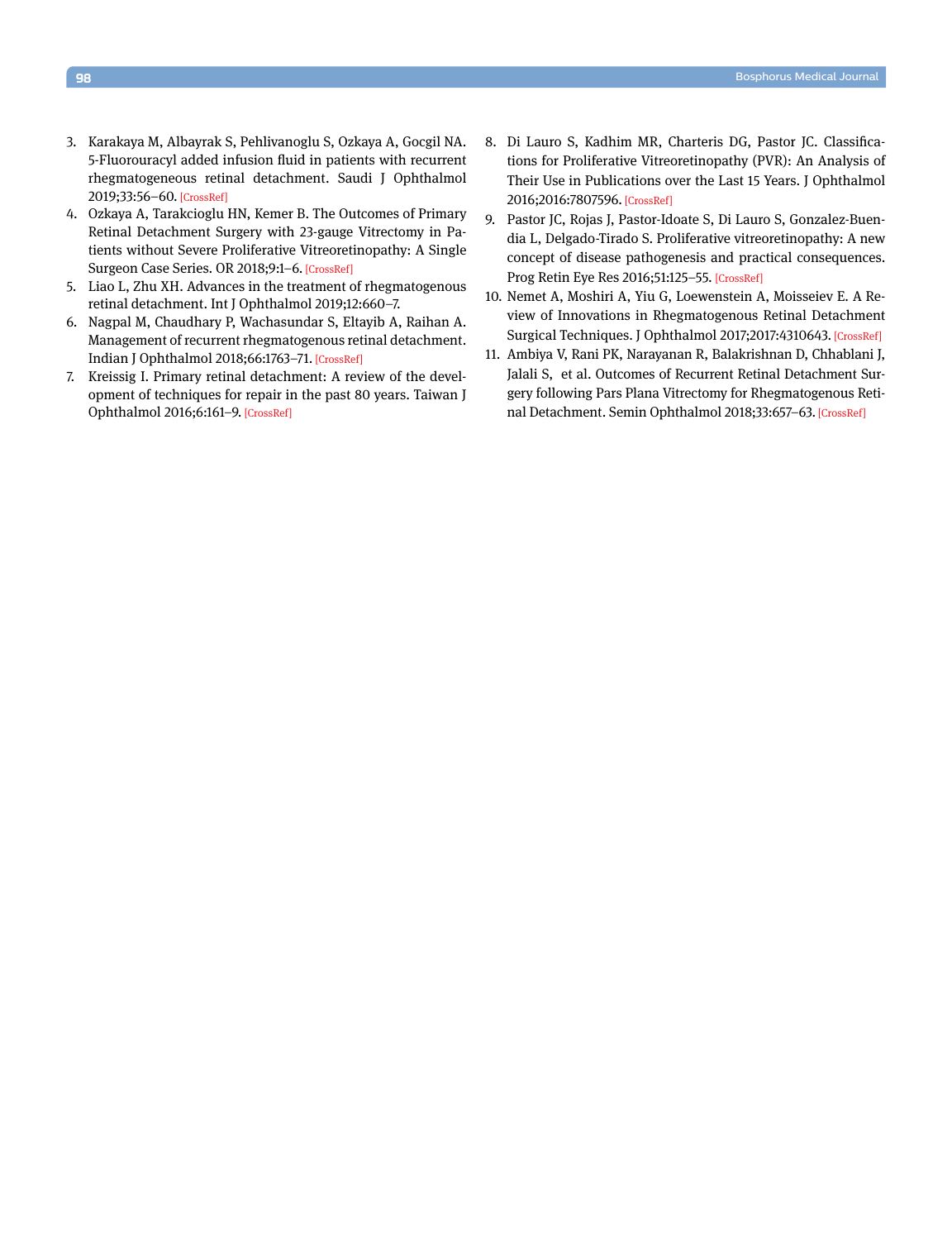3. Karakaya M, Albayrak S, Pehlivanoglu S, Ozkaya A, Gocgil NA. 5-Fluorouracyl added infusion fluid in patients with recurrent rhegmatogeneous retinal detachment. Saudi J Ophthalmol 2019;33:56–60. [CrossRef]
4. Ozkaya A, Tarakcioglu HN, Kemer B. The Outcomes of Primary Retinal Detachment Surgery with 23-gauge Vitrectomy in Patients without Severe Proliferative Vitreoretinopathy: A Single Surgeon Case Series. OR 2018;9:1–6. [CrossRef]
5. Liao L, Zhu XH. Advances in the treatment of rhegmatogenous retinal detachment. Int J Ophthalmol 2019;12:660–7.
6. Nagpal M, Chaudhary P, Wachasundar S, Eltayib A, Raihan A. Management of recurrent rhegmatogenous retinal detachment. Indian J Ophthalmol 2018;66:1763–71. [CrossRef]
7. Kreissig I. Primary retinal detachment: A review of the development of techniques for repair in the past 80 years. Taiwan J Ophthalmol 2016;6:161–9. [CrossRef]
8. Di Lauro S, Kadhim MR, Charteris DG, Pastor JC. Classifications for Proliferative Vitreoretinopathy (PVR): An Analysis of Their Use in Publications over the Last 15 Years. J Ophthalmol 2016;2016:7807596. [CrossRef]
9. Pastor JC, Rojas J, Pastor-Idoate S, Di Lauro S, Gonzalez-Buendia L, Delgado-Tirado S. Proliferative vitreoretinopathy: A new concept of disease pathogenesis and practical consequences. Prog Retin Eye Res 2016;51:125–55. [CrossRef]
10. Nemet A, Moshiri A, Yiu G, Loewenstein A, Moisseiev E. A Review of Innovations in Rhegmatogenous Retinal Detachment Surgical Techniques. J Ophthalmol 2017;2017:4310643. [CrossRef]
11. Ambiya V, Rani PK, Narayanan R, Balakrishnan D, Chhablani J, Jalali S, et al. Outcomes of Recurrent Retinal Detachment Surgery following Pars Plana Vitrectomy for Rhegmatogenous Retinal Detachment. Semin Ophthalmol 2018;33:657–63. [CrossRef]